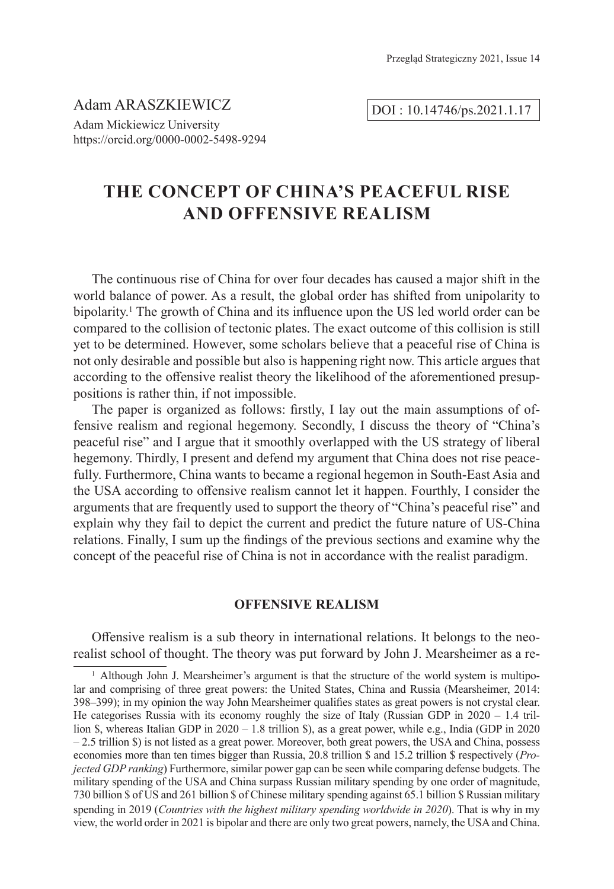Adam ARASZKIEWICZ

Adam Mickiewicz University
https://orcid.org/0000-0002-5498-9294

DOI : 10.14746/ps.2021.1.17

# THE CONCEPT OF CHINA'S PEACEFUL RISE AND OFFENSIVE REALISM

The continuous rise of China for over four decades has caused a major shift in the world balance of power. As a result, the global order has shifted from unipolarity to bipolarity.[1] The growth of China and its influence upon the US led world order can be compared to the collision of tectonic plates. The exact outcome of this collision is still yet to be determined. However, some scholars believe that a peaceful rise of China is not only desirable and possible but also is happening right now. This article argues that according to the offensive realist theory the likelihood of the aforementioned presuppositions is rather thin, if not impossible.

The paper is organized as follows: firstly, I lay out the main assumptions of offensive realism and regional hegemony. Secondly, I discuss the theory of "China's peaceful rise" and I argue that it smoothly overlapped with the US strategy of liberal hegemony. Thirdly, I present and defend my argument that China does not rise peacefully. Furthermore, China wants to became a regional hegemon in South-East Asia and the USA according to offensive realism cannot let it happen. Fourthly, I consider the arguments that are frequently used to support the theory of "China's peaceful rise" and explain why they fail to depict the current and predict the future nature of US-China relations. Finally, I sum up the findings of the previous sections and examine why the concept of the peaceful rise of China is not in accordance with the realist paradigm.

## OFFENSIVE REALISM

Offensive realism is a sub theory in international relations. It belongs to the neorealist school of thought. The theory was put forward by John J. Mearsheimer as a re-

[1] Although John J. Mearsheimer's argument is that the structure of the world system is multipolar and comprising of three great powers: the United States, China and Russia (Mearsheimer, 2014: 398–399); in my opinion the way John Mearsheimer qualifies states as great powers is not crystal clear. He categorises Russia with its economy roughly the size of Italy (Russian GDP in 2020 – 1.4 trillion $, whereas Italian GDP in 2020 – 1.8 trillion $), as a great power, while e.g., India (GDP in 2020 – 2.5 trillion $) is not listed as a great power. Moreover, both great powers, the USA and China, possess economies more than ten times bigger than Russia, 20.8 trillion $ and 15.2 trillion $ respectively (*Projected GDP ranking*) Furthermore, similar power gap can be seen while comparing defense budgets. The military spending of the USA and China surpass Russian military spending by one order of magnitude, 730 billion $ of US and 261 billion $ of Chinese military spending against 65.1 billion $ Russian military spending in 2019 (*Countries with the highest military spending worldwide in 2020*). That is why in my view, the world order in 2021 is bipolar and there are only two great powers, namely, the USA and China.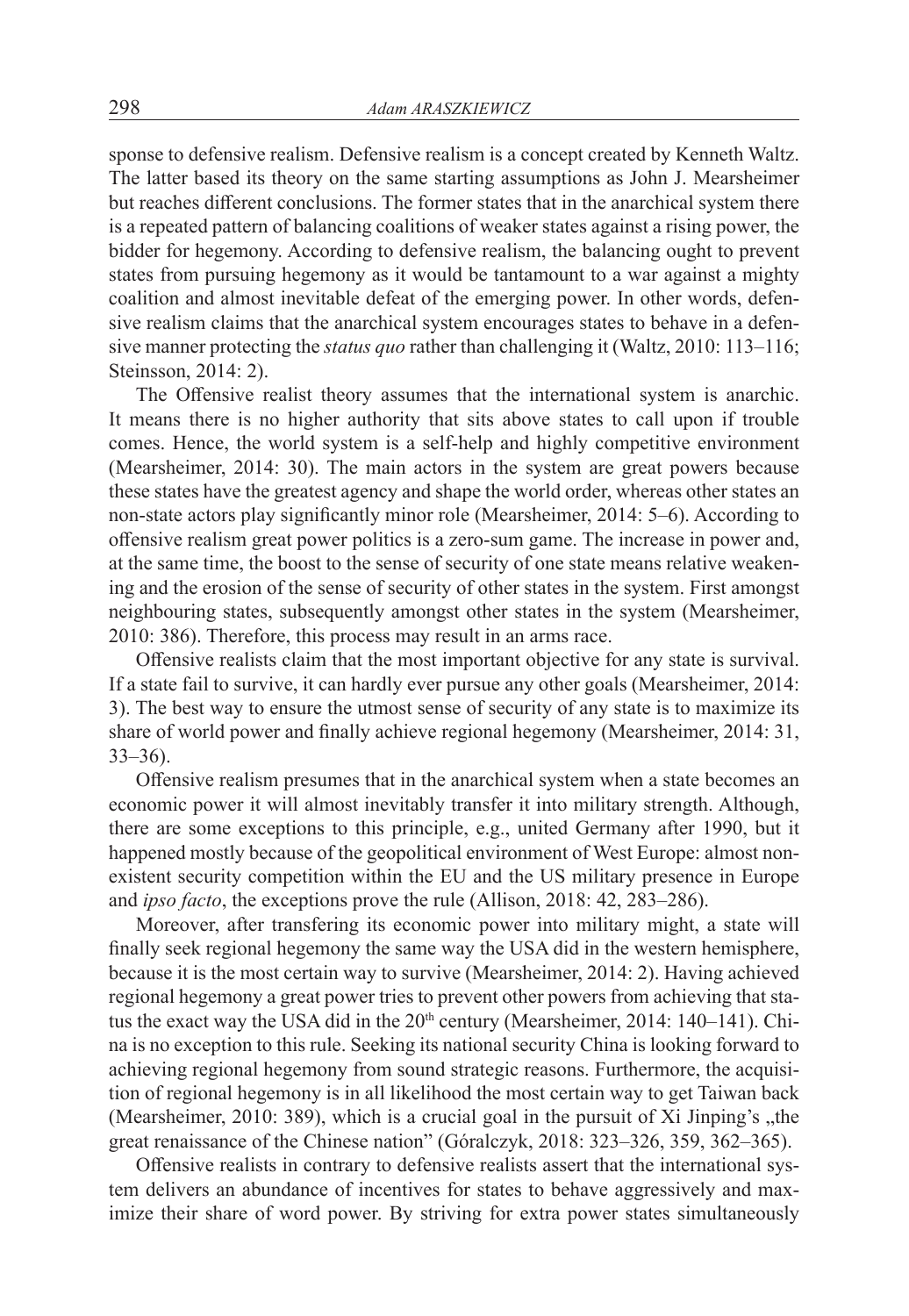sponse to defensive realism. Defensive realism is a concept created by Kenneth Waltz. The latter based its theory on the same starting assumptions as John J. Mearsheimer but reaches different conclusions. The former states that in the anarchical system there is a repeated pattern of balancing coalitions of weaker states against a rising power, the bidder for hegemony. According to defensive realism, the balancing ought to prevent states from pursuing hegemony as it would be tantamount to a war against a mighty coalition and almost inevitable defeat of the emerging power. In other words, defensive realism claims that the anarchical system encourages states to behave in a defensive manner protecting the *status quo* rather than challenging it (Waltz, 2010: 113–116; Steinsson, 2014: 2).

The Offensive realist theory assumes that the international system is anarchic. It means there is no higher authority that sits above states to call upon if trouble comes. Hence, the world system is a self-help and highly competitive environment (Mearsheimer, 2014: 30). The main actors in the system are great powers because these states have the greatest agency and shape the world order, whereas other states an non-state actors play significantly minor role (Mearsheimer, 2014: 5–6). According to offensive realism great power politics is a zero-sum game. The increase in power and, at the same time, the boost to the sense of security of one state means relative weakening and the erosion of the sense of security of other states in the system. First amongst neighbouring states, subsequently amongst other states in the system (Mearsheimer, 2010: 386). Therefore, this process may result in an arms race.

Offensive realists claim that the most important objective for any state is survival. If a state fail to survive, it can hardly ever pursue any other goals (Mearsheimer, 2014: 3). The best way to ensure the utmost sense of security of any state is to maximize its share of world power and finally achieve regional hegemony (Mearsheimer, 2014: 31, 33–36).

Offensive realism presumes that in the anarchical system when a state becomes an economic power it will almost inevitably transfer it into military strength. Although, there are some exceptions to this principle, e.g., united Germany after 1990, but it happened mostly because of the geopolitical environment of West Europe: almost non-existent security competition within the EU and the US military presence in Europe and *ipso facto*, the exceptions prove the rule (Allison, 2018: 42, 283–286).

Moreover, after transfering its economic power into military might, a state will finally seek regional hegemony the same way the USA did in the western hemisphere, because it is the most certain way to survive (Mearsheimer, 2014: 2). Having achieved regional hegemony a great power tries to prevent other powers from achieving that status the exact way the USA did in the 20th century (Mearsheimer, 2014: 140–141). China is no exception to this rule. Seeking its national security China is looking forward to achieving regional hegemony from sound strategic reasons. Furthermore, the acquisition of regional hegemony is in all likelihood the most certain way to get Taiwan back (Mearsheimer, 2010: 389), which is a crucial goal in the pursuit of Xi Jinping's „the great renaissance of the Chinese nation" (Góralczyk, 2018: 323–326, 359, 362–365).

Offensive realists in contrary to defensive realists assert that the international system delivers an abundance of incentives for states to behave aggressively and maximize their share of word power. By striving for extra power states simultaneously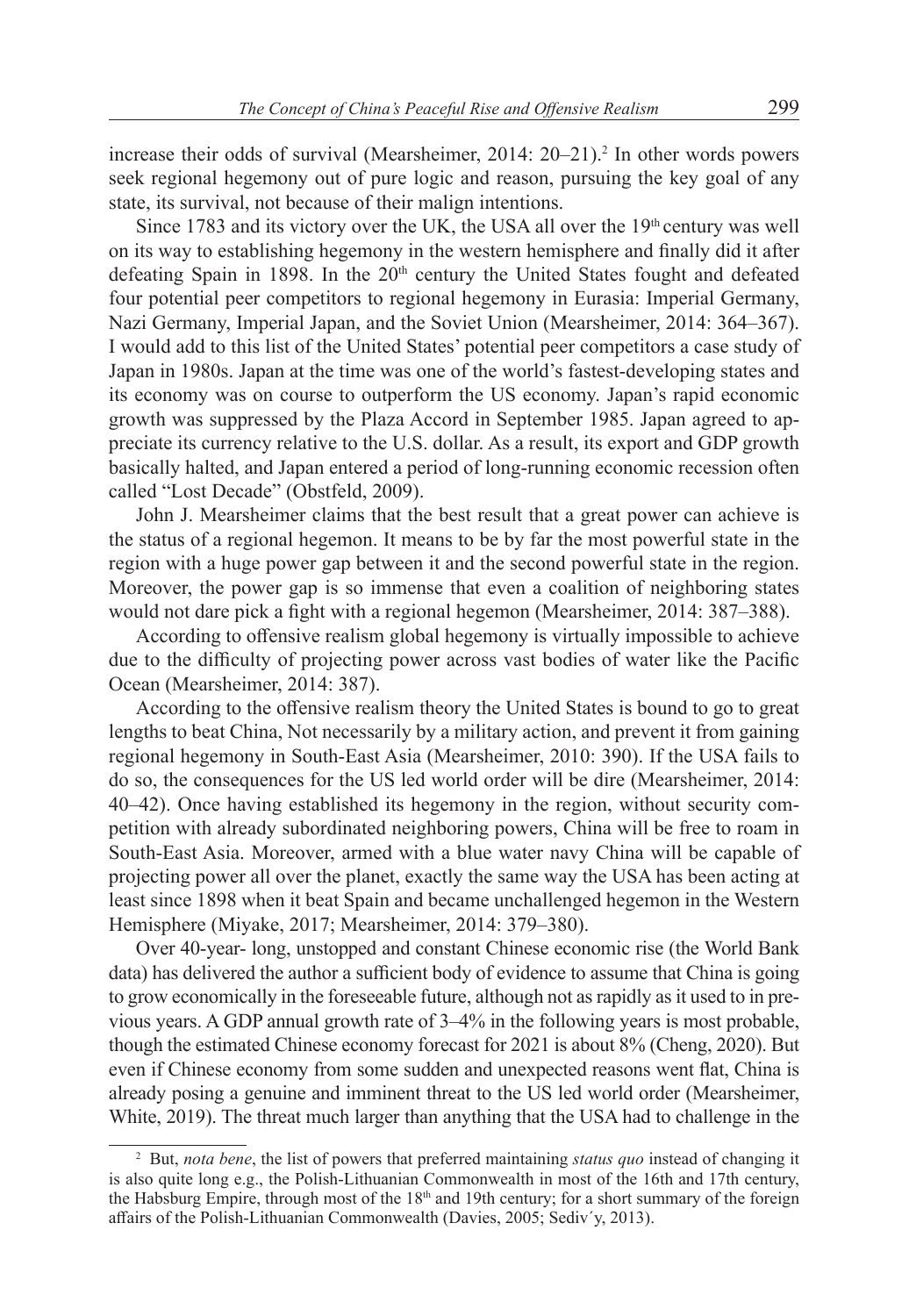increase their odds of survival (Mearsheimer, 2014: 20–21).[2] In other words powers seek regional hegemony out of pure logic and reason, pursuing the key goal of any state, its survival, not because of their malign intentions.

Since 1783 and its victory over the UK, the USA all over the 19th century was well on its way to establishing hegemony in the western hemisphere and finally did it after defeating Spain in 1898. In the 20th century the United States fought and defeated four potential peer competitors to regional hegemony in Eurasia: Imperial Germany, Nazi Germany, Imperial Japan, and the Soviet Union (Mearsheimer, 2014: 364–367). I would add to this list of the United States' potential peer competitors a case study of Japan in 1980s. Japan at the time was one of the world's fastest-developing states and its economy was on course to outperform the US economy. Japan's rapid economic growth was suppressed by the Plaza Accord in September 1985. Japan agreed to appreciate its currency relative to the U.S. dollar. As a result, its export and GDP growth basically halted, and Japan entered a period of long-running economic recession often called "Lost Decade" (Obstfeld, 2009).

John J. Mearsheimer claims that the best result that a great power can achieve is the status of a regional hegemon. It means to be by far the most powerful state in the region with a huge power gap between it and the second powerful state in the region. Moreover, the power gap is so immense that even a coalition of neighboring states would not dare pick a fight with a regional hegemon (Mearsheimer, 2014: 387–388).

According to offensive realism global hegemony is virtually impossible to achieve due to the difficulty of projecting power across vast bodies of water like the Pacific Ocean (Mearsheimer, 2014: 387).

According to the offensive realism theory the United States is bound to go to great lengths to beat China, Not necessarily by a military action, and prevent it from gaining regional hegemony in South-East Asia (Mearsheimer, 2010: 390). If the USA fails to do so, the consequences for the US led world order will be dire (Mearsheimer, 2014: 40–42). Once having established its hegemony in the region, without security competition with already subordinated neighboring powers, China will be free to roam in South-East Asia. Moreover, armed with a blue water navy China will be capable of projecting power all over the planet, exactly the same way the USA has been acting at least since 1898 when it beat Spain and became unchallenged hegemon in the Western Hemisphere (Miyake, 2017; Mearsheimer, 2014: 379–380).

Over 40-year- long, unstopped and constant Chinese economic rise (the World Bank data) has delivered the author a sufficient body of evidence to assume that China is going to grow economically in the foreseeable future, although not as rapidly as it used to in previous years. A GDP annual growth rate of 3–4% in the following years is most probable, though the estimated Chinese economy forecast for 2021 is about 8% (Cheng, 2020). But even if Chinese economy from some sudden and unexpected reasons went flat, China is already posing a genuine and imminent threat to the US led world order (Mearsheimer, White, 2019). The threat much larger than anything that the USA had to challenge in the

[2] But, *nota bene*, the list of powers that preferred maintaining *status quo* instead of changing it is also quite long e.g., the Polish-Lithuanian Commonwealth in most of the 16th and 17th century, the Habsburg Empire, through most of the 18th and 19th century; for a short summary of the foreign affairs of the Polish-Lithuanian Commonwealth (Davies, 2005; Sediv´y, 2013).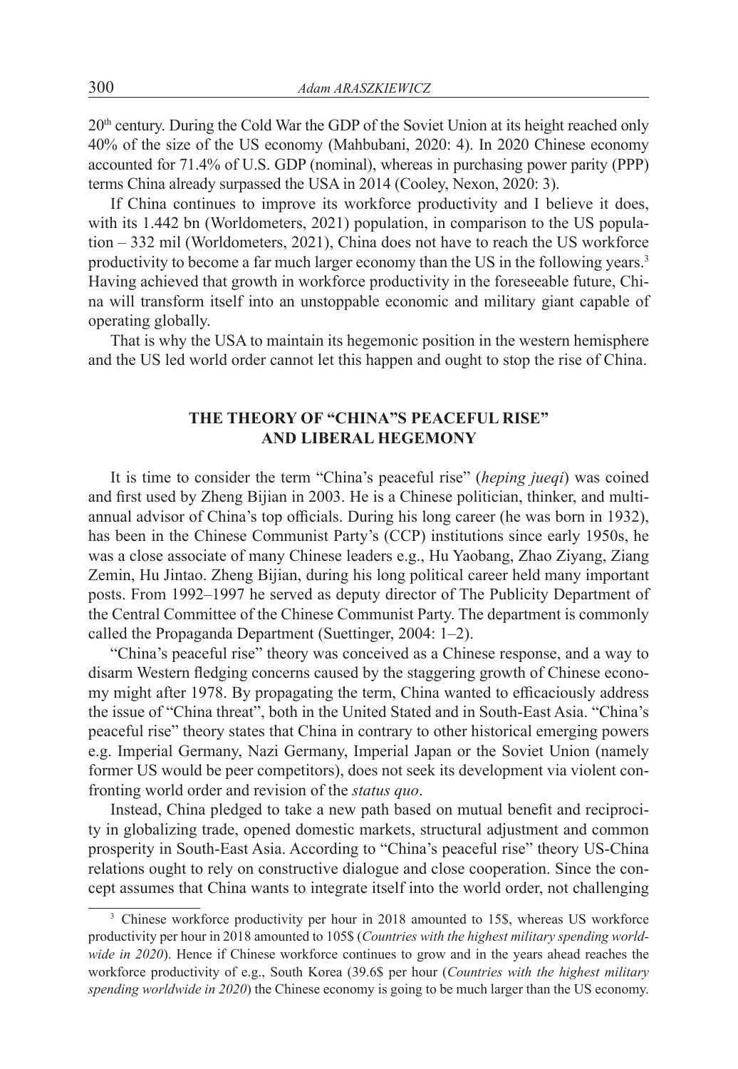20th century. During the Cold War the GDP of the Soviet Union at its height reached only 40% of the size of the US economy (Mahbubani, 2020: 4). In 2020 Chinese economy accounted for 71.4% of U.S. GDP (nominal), whereas in purchasing power parity (PPP) terms China already surpassed the USA in 2014 (Cooley, Nexon, 2020: 3).

If China continues to improve its workforce productivity and I believe it does, with its 1.442 bn (Worldometers, 2021) population, in comparison to the US population – 332 mil (Worldometers, 2021), China does not have to reach the US workforce productivity to become a far much larger economy than the US in the following years.[3] Having achieved that growth in workforce productivity in the foreseeable future, China will transform itself into an unstoppable economic and military giant capable of operating globally.

That is why the USA to maintain its hegemonic position in the western hemisphere and the US led world order cannot let this happen and ought to stop the rise of China.

## THE THEORY OF "CHINA"S PEACEFUL RISE" AND LIBERAL HEGEMONY

It is time to consider the term "China's peaceful rise" (*heping jueqi*) was coined and first used by Zheng Bijian in 2003. He is a Chinese politician, thinker, and multiannual advisor of China's top officials. During his long career (he was born in 1932), has been in the Chinese Communist Party's (CCP) institutions since early 1950s, he was a close associate of many Chinese leaders e.g., Hu Yaobang, Zhao Ziyang, Ziang Zemin, Hu Jintao. Zheng Bijian, during his long political career held many important posts. From 1992–1997 he served as deputy director of The Publicity Department of the Central Committee of the Chinese Communist Party. The department is commonly called the Propaganda Department (Suettinger, 2004: 1–2).

"China's peaceful rise" theory was conceived as a Chinese response, and a way to disarm Western fledging concerns caused by the staggering growth of Chinese economy might after 1978. By propagating the term, China wanted to efficaciously address the issue of "China threat", both in the United Stated and in South-East Asia. "China's peaceful rise" theory states that China in contrary to other historical emerging powers e.g. Imperial Germany, Nazi Germany, Imperial Japan or the Soviet Union (namely former US would be peer competitors), does not seek its development via violent confronting world order and revision of the *status quo*.

Instead, China pledged to take a new path based on mutual benefit and reciprocity in globalizing trade, opened domestic markets, structural adjustment and common prosperity in South-East Asia. According to "China's peaceful rise" theory US-China relations ought to rely on constructive dialogue and close cooperation. Since the concept assumes that China wants to integrate itself into the world order, not challenging

---

[3] Chinese workforce productivity per hour in 2018 amounted to 15$, whereas US workforce productivity per hour in 2018 amounted to 105$ (*Countries with the highest military spending worldwide in 2020*). Hence if Chinese workforce continues to grow and in the years ahead reaches the workforce productivity of e.g., South Korea (39.6$ per hour (*Countries with the highest military spending worldwide in 2020*) the Chinese economy is going to be much larger than the US economy.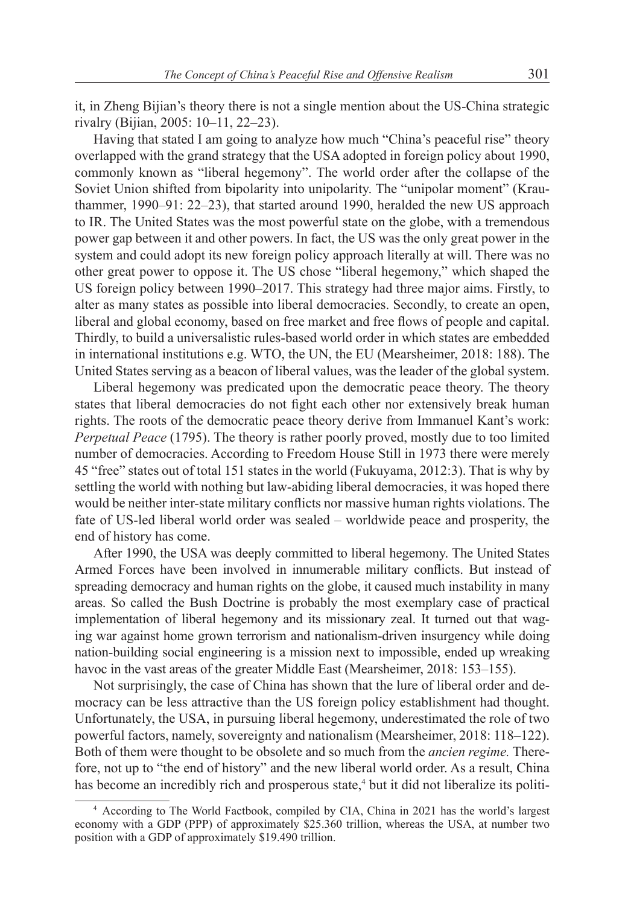it, in Zheng Bijian's theory there is not a single mention about the US-China strategic rivalry (Bijian, 2005: 10–11, 22–23).

Having that stated I am going to analyze how much "China's peaceful rise" theory overlapped with the grand strategy that the USA adopted in foreign policy about 1990, commonly known as "liberal hegemony". The world order after the collapse of the Soviet Union shifted from bipolarity into unipolarity. The "unipolar moment" (Krauthammer, 1990–91: 22–23), that started around 1990, heralded the new US approach to IR. The United States was the most powerful state on the globe, with a tremendous power gap between it and other powers. In fact, the US was the only great power in the system and could adopt its new foreign policy approach literally at will. There was no other great power to oppose it. The US chose "liberal hegemony," which shaped the US foreign policy between 1990–2017. This strategy had three major aims. Firstly, to alter as many states as possible into liberal democracies. Secondly, to create an open, liberal and global economy, based on free market and free flows of people and capital. Thirdly, to build a universalistic rules-based world order in which states are embedded in international institutions e.g. WTO, the UN, the EU (Mearsheimer, 2018: 188). The United States serving as a beacon of liberal values, was the leader of the global system.

Liberal hegemony was predicated upon the democratic peace theory. The theory states that liberal democracies do not fight each other nor extensively break human rights. The roots of the democratic peace theory derive from Immanuel Kant's work: *Perpetual Peace* (1795). The theory is rather poorly proved, mostly due to too limited number of democracies. According to Freedom House Still in 1973 there were merely 45 "free" states out of total 151 states in the world (Fukuyama, 2012:3). That is why by settling the world with nothing but law-abiding liberal democracies, it was hoped there would be neither inter-state military conflicts nor massive human rights violations. The fate of US-led liberal world order was sealed – worldwide peace and prosperity, the end of history has come.

After 1990, the USA was deeply committed to liberal hegemony. The United States Armed Forces have been involved in innumerable military conflicts. But instead of spreading democracy and human rights on the globe, it caused much instability in many areas. So called the Bush Doctrine is probably the most exemplary case of practical implementation of liberal hegemony and its missionary zeal. It turned out that waging war against home grown terrorism and nationalism-driven insurgency while doing nation-building social engineering is a mission next to impossible, ended up wreaking havoc in the vast areas of the greater Middle East (Mearsheimer, 2018: 153–155).

Not surprisingly, the case of China has shown that the lure of liberal order and democracy can be less attractive than the US foreign policy establishment had thought. Unfortunately, the USA, in pursuing liberal hegemony, underestimated the role of two powerful factors, namely, sovereignty and nationalism (Mearsheimer, 2018: 118–122). Both of them were thought to be obsolete and so much from the *ancien regime.* Therefore, not up to "the end of history" and the new liberal world order. As a result, China has become an incredibly rich and prosperous state,[4] but it did not liberalize its politi-

---

[4] According to The World Factbook, compiled by CIA, China in 2021 has the world's largest economy with a GDP (PPP) of approximately \$25.360 trillion, whereas the USA, at number two position with a GDP of approximately \$19.490 trillion.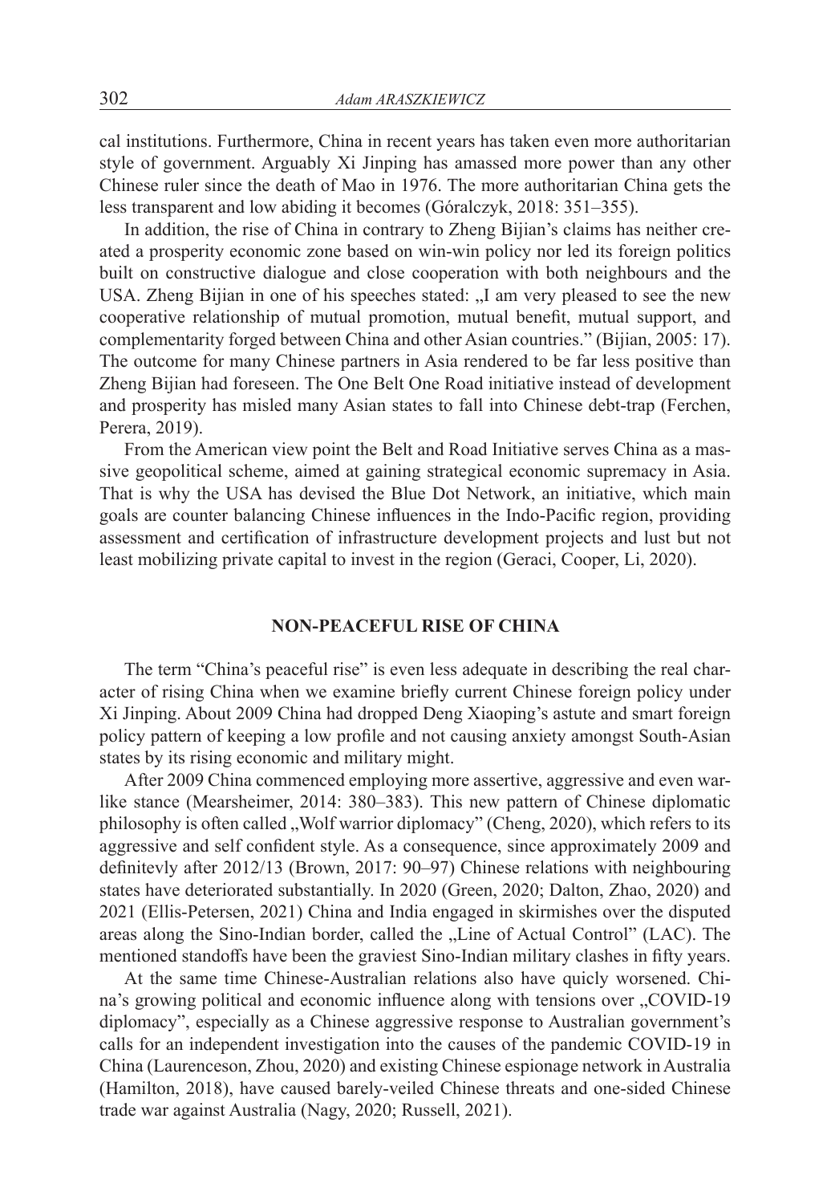cal institutions. Furthermore, China in recent years has taken even more authoritarian style of government. Arguably Xi Jinping has amassed more power than any other Chinese ruler since the death of Mao in 1976. The more authoritarian China gets the less transparent and low abiding it becomes (Góralczyk, 2018: 351–355).

In addition, the rise of China in contrary to Zheng Bijian's claims has neither created a prosperity economic zone based on win-win policy nor led its foreign politics built on constructive dialogue and close cooperation with both neighbours and the USA. Zheng Bijian in one of his speeches stated: „I am very pleased to see the new cooperative relationship of mutual promotion, mutual benefit, mutual support, and complementarity forged between China and other Asian countries." (Bijian, 2005: 17). The outcome for many Chinese partners in Asia rendered to be far less positive than Zheng Bijian had foreseen. The One Belt One Road initiative instead of development and prosperity has misled many Asian states to fall into Chinese debt-trap (Ferchen, Perera, 2019).

From the American view point the Belt and Road Initiative serves China as a massive geopolitical scheme, aimed at gaining strategical economic supremacy in Asia. That is why the USA has devised the Blue Dot Network, an initiative, which main goals are counter balancing Chinese influences in the Indo-Pacific region, providing assessment and certification of infrastructure development projects and lust but not least mobilizing private capital to invest in the region (Geraci, Cooper, Li, 2020).

## NON-PEACEFUL RISE OF CHINA

The term "China's peaceful rise" is even less adequate in describing the real character of rising China when we examine briefly current Chinese foreign policy under Xi Jinping. About 2009 China had dropped Deng Xiaoping's astute and smart foreign policy pattern of keeping a low profile and not causing anxiety amongst South-Asian states by its rising economic and military might.

After 2009 China commenced employing more assertive, aggressive and even warlike stance (Mearsheimer, 2014: 380–383). This new pattern of Chinese diplomatic philosophy is often called „Wolf warrior diplomacy" (Cheng, 2020), which refers to its aggressive and self confident style. As a consequence, since approximately 2009 and definitevly after 2012/13 (Brown, 2017: 90–97) Chinese relations with neighbouring states have deteriorated substantially. In 2020 (Green, 2020; Dalton, Zhao, 2020) and 2021 (Ellis-Petersen, 2021) China and India engaged in skirmishes over the disputed areas along the Sino-Indian border, called the „Line of Actual Control" (LAC). The mentioned standoffs have been the gravest Sino-Indian military clashes in fifty years.

At the same time Chinese-Australian relations also have quicly worsened. China's growing political and economic influence along with tensions over „COVID-19 diplomacy", especially as a Chinese aggressive response to Australian government's calls for an independent investigation into the causes of the pandemic COVID-19 in China (Laurenceson, Zhou, 2020) and existing Chinese espionage network in Australia (Hamilton, 2018), have caused barely-veiled Chinese threats and one-sided Chinese trade war against Australia (Nagy, 2020; Russell, 2021).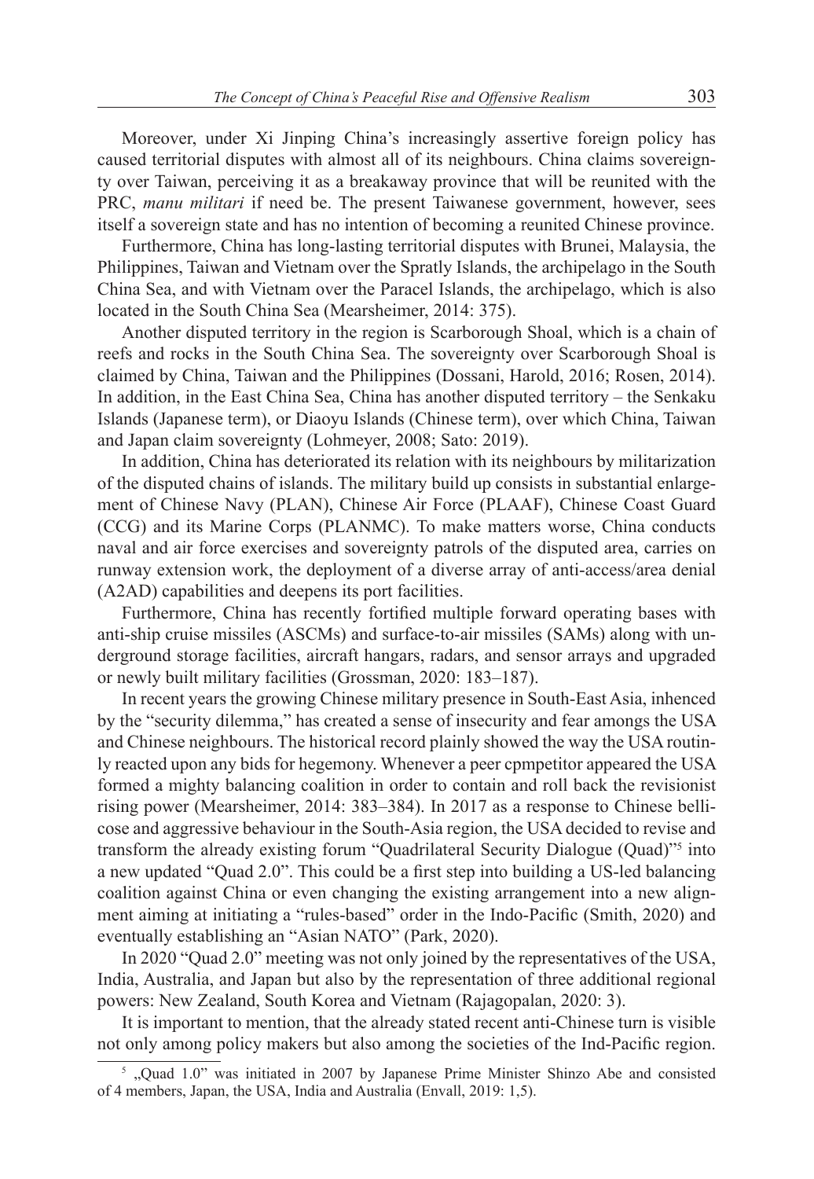Moreover, under Xi Jinping China's increasingly assertive foreign policy has caused territorial disputes with almost all of its neighbours. China claims sovereignty over Taiwan, perceiving it as a breakaway province that will be reunited with the PRC, *manu militari* if need be. The present Taiwanese government, however, sees itself a sovereign state and has no intention of becoming a reunited Chinese province.

Furthermore, China has long-lasting territorial disputes with Brunei, Malaysia, the Philippines, Taiwan and Vietnam over the Spratly Islands, the archipelago in the South China Sea, and with Vietnam over the Paracel Islands, the archipelago, which is also located in the South China Sea (Mearsheimer, 2014: 375).

Another disputed territory in the region is Scarborough Shoal, which is a chain of reefs and rocks in the South China Sea. The sovereignty over Scarborough Shoal is claimed by China, Taiwan and the Philippines (Dossani, Harold, 2016; Rosen, 2014). In addition, in the East China Sea, China has another disputed territory – the Senkaku Islands (Japanese term), or Diaoyu Islands (Chinese term), over which China, Taiwan and Japan claim sovereignty (Lohmeyer, 2008; Sato: 2019).

In addition, China has deteriorated its relation with its neighbours by militarization of the disputed chains of islands. The military build up consists in substantial enlargement of Chinese Navy (PLAN), Chinese Air Force (PLAAF), Chinese Coast Guard (CCG) and its Marine Corps (PLANMC). To make matters worse, China conducts naval and air force exercises and sovereignty patrols of the disputed area, carries on runway extension work, the deployment of a diverse array of anti-access/area denial (A2AD) capabilities and deepens its port facilities.

Furthermore, China has recently fortified multiple forward operating bases with anti-ship cruise missiles (ASCMs) and surface-to-air missiles (SAMs) along with underground storage facilities, aircraft hangars, radars, and sensor arrays and upgraded or newly built military facilities (Grossman, 2020: 183–187).

In recent years the growing Chinese military presence in South-East Asia, inhenced by the "security dilemma," has created a sense of insecurity and fear amongs the USA and Chinese neighbours. The historical record plainly showed the way the USA routinly reacted upon any bids for hegemony. Whenever a peer cpmpetitor appeared the USA formed a mighty balancing coalition in order to contain and roll back the revisionist rising power (Mearsheimer, 2014: 383–384). In 2017 as a response to Chinese bellicose and aggressive behaviour in the South-Asia region, the USA decided to revise and transform the already existing forum "Quadrilateral Security Dialogue (Quad)"[5] into a new updated "Quad 2.0". This could be a first step into building a US-led balancing coalition against China or even changing the existing arrangement into a new alignment aiming at initiating a "rules-based" order in the Indo-Pacific (Smith, 2020) and eventually establishing an "Asian NATO" (Park, 2020).

In 2020 "Quad 2.0" meeting was not only joined by the representatives of the USA, India, Australia, and Japan but also by the representation of three additional regional powers: New Zealand, South Korea and Vietnam (Rajagopalan, 2020: 3).

It is important to mention, that the already stated recent anti-Chinese turn is visible not only among policy makers but also among the societies of the Ind-Pacific region.

[5] „Quad 1.0" was initiated in 2007 by Japanese Prime Minister Shinzo Abe and consisted of 4 members, Japan, the USA, India and Australia (Envall, 2019: 1,5).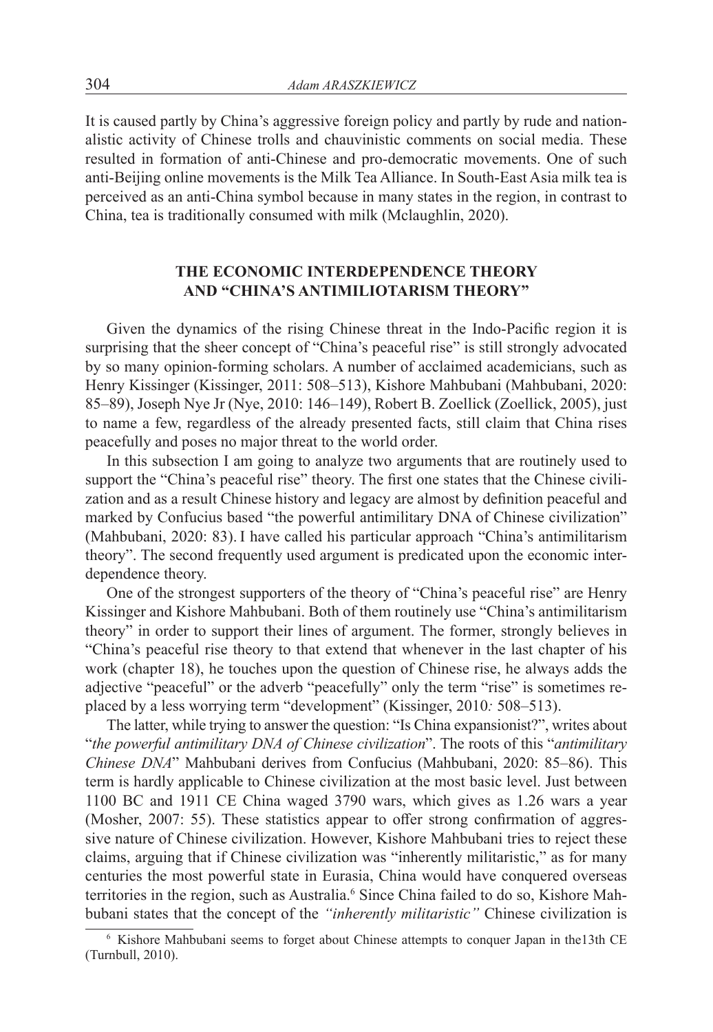It is caused partly by China's aggressive foreign policy and partly by rude and nationalistic activity of Chinese trolls and chauvinistic comments on social media. These resulted in formation of anti-Chinese and pro-democratic movements. One of such anti-Beijing online movements is the Milk Tea Alliance. In South-East Asia milk tea is perceived as an anti-China symbol because in many states in the region, in contrast to China, tea is traditionally consumed with milk (Mclaughlin, 2020).

## THE ECONOMIC INTERDEPENDENCE THEORY AND "CHINA'S ANTIMILIOTARISM THEORY"

Given the dynamics of the rising Chinese threat in the Indo-Pacific region it is surprising that the sheer concept of "China's peaceful rise" is still strongly advocated by so many opinion-forming scholars. A number of acclaimed academicians, such as Henry Kissinger (Kissinger, 2011: 508–513), Kishore Mahbubani (Mahbubani, 2020: 85–89), Joseph Nye Jr (Nye, 2010: 146–149), Robert B. Zoellick (Zoellick, 2005), just to name a few, regardless of the already presented facts, still claim that China rises peacefully and poses no major threat to the world order.

In this subsection I am going to analyze two arguments that are routinely used to support the "China's peaceful rise" theory. The first one states that the Chinese civilization and as a result Chinese history and legacy are almost by definition peaceful and marked by Confucius based "the powerful antimilitary DNA of Chinese civilization" (Mahbubani, 2020: 83). I have called his particular approach "China's antimilitarism theory". The second frequently used argument is predicated upon the economic interdependence theory.

One of the strongest supporters of the theory of "China's peaceful rise" are Henry Kissinger and Kishore Mahbubani. Both of them routinely use "China's antimilitarism theory" in order to support their lines of argument. The former, strongly believes in "China's peaceful rise theory to that extend that whenever in the last chapter of his work (chapter 18), he touches upon the question of Chinese rise, he always adds the adjective "peaceful" or the adverb "peacefully" only the term "rise" is sometimes replaced by a less worrying term "development" (Kissinger, 2010*:* 508–513).

The latter, while trying to answer the question: "Is China expansionist?", writes about "*the powerful antimilitary DNA of Chinese civilization*". The roots of this "*antimilitary Chinese DNA*" Mahbubani derives from Confucius (Mahbubani, 2020: 85–86). This term is hardly applicable to Chinese civilization at the most basic level. Just between 1100 BC and 1911 CE China waged 3790 wars, which gives as 1.26 wars a year (Mosher, 2007: 55). These statistics appear to offer strong confirmation of aggressive nature of Chinese civilization. However, Kishore Mahbubani tries to reject these claims, arguing that if Chinese civilization was "inherently militaristic," as for many centuries the most powerful state in Eurasia, China would have conquered overseas territories in the region, such as Australia.[6] Since China failed to do so, Kishore Mahbubani states that the concept of the *"inherently militaristic"* Chinese civilization is

[6] Kishore Mahbubani seems to forget about Chinese attempts to conquer Japan in the13th CE (Turnbull, 2010).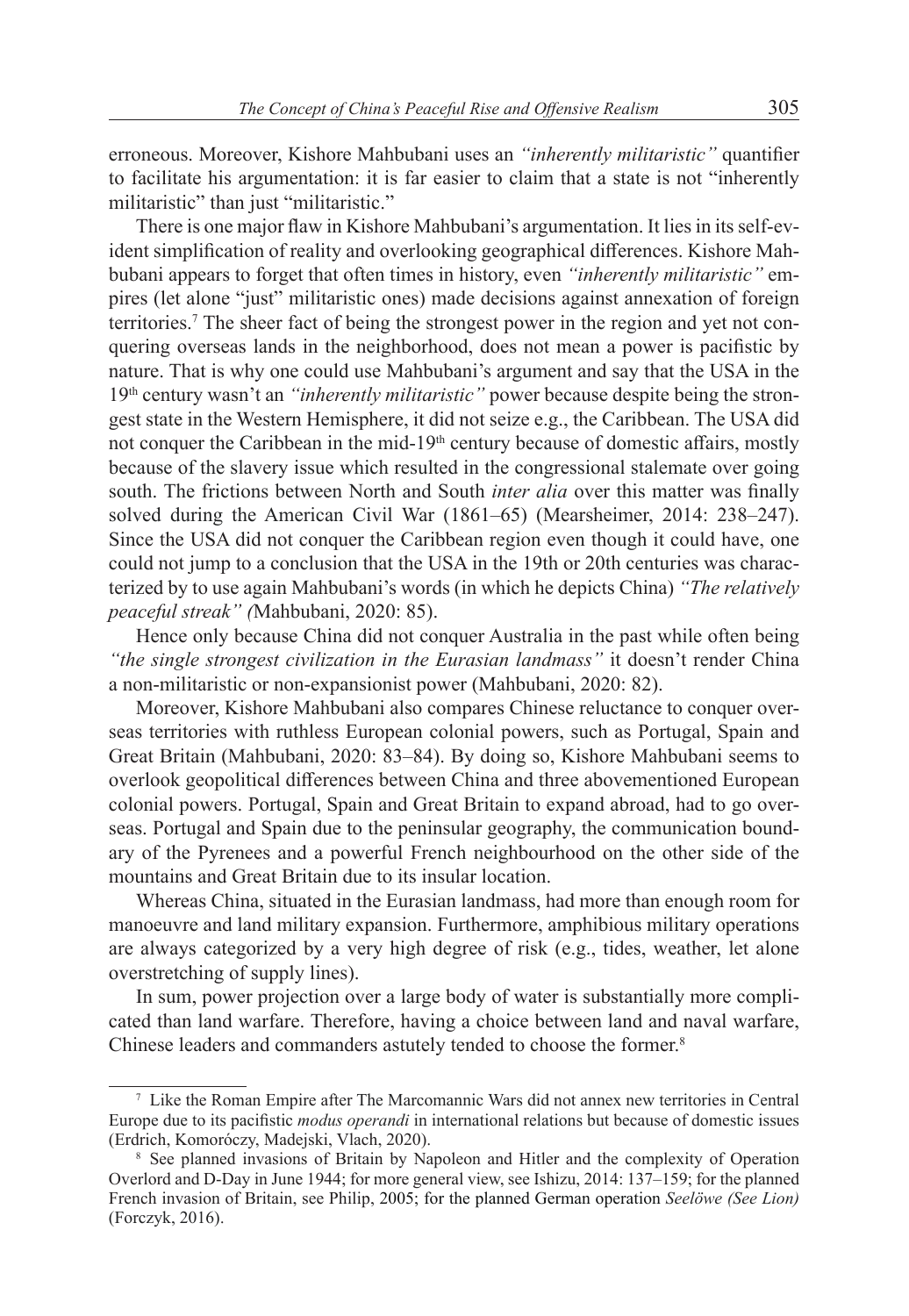erroneous. Moreover, Kishore Mahbubani uses an *"inherently militaristic"* quantifier to facilitate his argumentation: it is far easier to claim that a state is not "inherently militaristic" than just "militaristic."

There is one major flaw in Kishore Mahbubani's argumentation. It lies in its self-evident simplification of reality and overlooking geographical differences. Kishore Mahbubani appears to forget that often times in history, even *"inherently militaristic"* empires (let alone "just" militaristic ones) made decisions against annexation of foreign territories.[7] The sheer fact of being the strongest power in the region and yet not conquering overseas lands in the neighborhood, does not mean a power is pacifistic by nature. That is why one could use Mahbubani's argument and say that the USA in the 19th century wasn't an *"inherently militaristic"* power because despite being the strongest state in the Western Hemisphere, it did not seize e.g., the Caribbean. The USA did not conquer the Caribbean in the mid-19th century because of domestic affairs, mostly because of the slavery issue which resulted in the congressional stalemate over going south. The frictions between North and South *inter alia* over this matter was finally solved during the American Civil War (1861–65) (Mearsheimer, 2014: 238–247). Since the USA did not conquer the Caribbean region even though it could have, one could not jump to a conclusion that the USA in the 19th or 20th centuries was characterized by to use again Mahbubani's words (in which he depicts China) *"The relatively peaceful streak" (*Mahbubani, 2020: 85).

Hence only because China did not conquer Australia in the past while often being *"the single strongest civilization in the Eurasian landmass"* it doesn't render China a non-militaristic or non-expansionist power (Mahbubani, 2020: 82).

Moreover, Kishore Mahbubani also compares Chinese reluctance to conquer overseas territories with ruthless European colonial powers, such as Portugal, Spain and Great Britain (Mahbubani, 2020: 83–84). By doing so, Kishore Mahbubani seems to overlook geopolitical differences between China and three abovementioned European colonial powers. Portugal, Spain and Great Britain to expand abroad, had to go overseas. Portugal and Spain due to the peninsular geography, the communication boundary of the Pyrenees and a powerful French neighbourhood on the other side of the mountains and Great Britain due to its insular location.

Whereas China, situated in the Eurasian landmass, had more than enough room for manoeuvre and land military expansion. Furthermore, amphibious military operations are always categorized by a very high degree of risk (e.g., tides, weather, let alone overstretching of supply lines).

In sum, power projection over a large body of water is substantially more complicated than land warfare. Therefore, having a choice between land and naval warfare, Chinese leaders and commanders astutely tended to choose the former.[8]

---

[7] Like the Roman Empire after The Marcomannic Wars did not annex new territories in Central Europe due to its pacifistic *modus operandi* in international relations but because of domestic issues (Erdrich, Komoróczy, Madejski, Vlach, 2020).

[8] See planned invasions of Britain by Napoleon and Hitler and the complexity of Operation Overlord and D-Day in June 1944; for more general view, see Ishizu, 2014: 137–159; for the planned French invasion of Britain, see Philip, 2005; for the planned German operation *Seelöwe (See Lion)* (Forczyk, 2016).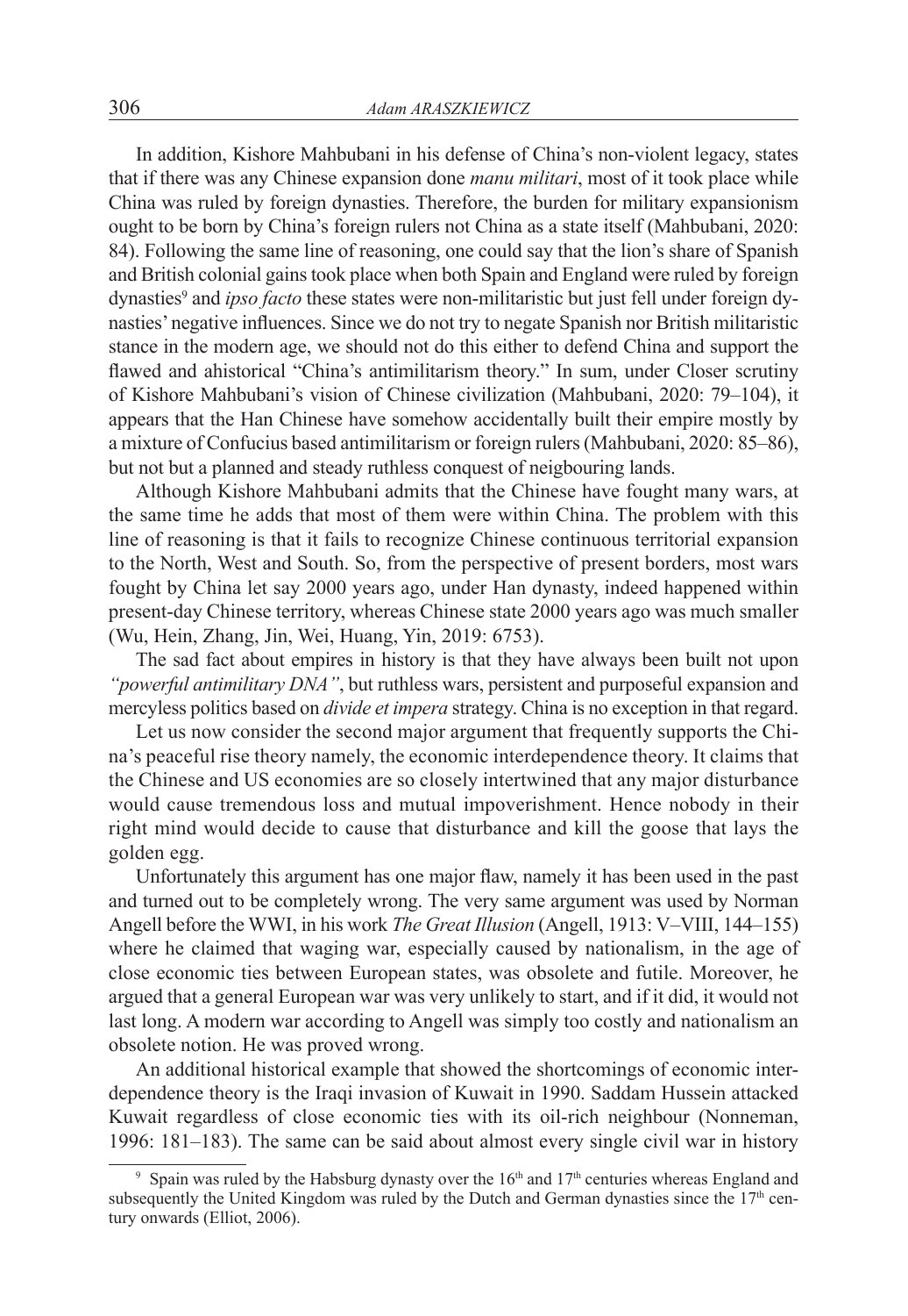In addition, Kishore Mahbubani in his defense of China's non-violent legacy, states that if there was any Chinese expansion done *manu militari*, most of it took place while China was ruled by foreign dynasties. Therefore, the burden for military expansionism ought to be born by China's foreign rulers not China as a state itself (Mahbubani, 2020: 84). Following the same line of reasoning, one could say that the lion's share of Spanish and British colonial gains took place when both Spain and England were ruled by foreign dynasties[9] and *ipso facto* these states were non-militaristic but just fell under foreign dynasties' negative influences. Since we do not try to negate Spanish nor British militaristic stance in the modern age, we should not do this either to defend China and support the flawed and ahistorical "China's antimilitarism theory." In sum, under Closer scrutiny of Kishore Mahbubani's vision of Chinese civilization (Mahbubani, 2020: 79–104), it appears that the Han Chinese have somehow accidentally built their empire mostly by a mixture of Confucius based antimilitarism or foreign rulers (Mahbubani, 2020: 85–86), but not but a planned and steady ruthless conquest of neigbouring lands.

Although Kishore Mahbubani admits that the Chinese have fought many wars, at the same time he adds that most of them were within China. The problem with this line of reasoning is that it fails to recognize Chinese continuous territorial expansion to the North, West and South. So, from the perspective of present borders, most wars fought by China let say 2000 years ago, under Han dynasty, indeed happened within present-day Chinese territory, whereas Chinese state 2000 years ago was much smaller (Wu, Hein, Zhang, Jin, Wei, Huang, Yin, 2019: 6753).

The sad fact about empires in history is that they have always been built not upon *"powerful antimilitary DNA"*, but ruthless wars, persistent and purposeful expansion and mercyless politics based on *divide et impera* strategy. China is no exception in that regard.

Let us now consider the second major argument that frequently supports the China's peaceful rise theory namely, the economic interdependence theory. It claims that the Chinese and US economies are so closely intertwined that any major disturbance would cause tremendous loss and mutual impoverishment. Hence nobody in their right mind would decide to cause that disturbance and kill the goose that lays the golden egg.

Unfortunately this argument has one major flaw, namely it has been used in the past and turned out to be completely wrong. The very same argument was used by Norman Angell before the WWI, in his work *The Great Illusion* (Angell, 1913: V–VIII, 144–155) where he claimed that waging war, especially caused by nationalism, in the age of close economic ties between European states, was obsolete and futile. Moreover, he argued that a general European war was very unlikely to start, and if it did, it would not last long. A modern war according to Angell was simply too costly and nationalism an obsolete notion. He was proved wrong.

An additional historical example that showed the shortcomings of economic interdependence theory is the Iraqi invasion of Kuwait in 1990. Saddam Hussein attacked Kuwait regardless of close economic ties with its oil-rich neighbour (Nonneman, 1996: 181–183). The same can be said about almost every single civil war in history

[9] Spain was ruled by the Habsburg dynasty over the 16th and 17th centuries whereas England and subsequently the United Kingdom was ruled by the Dutch and German dynasties since the 17th century onwards (Elliot, 2006).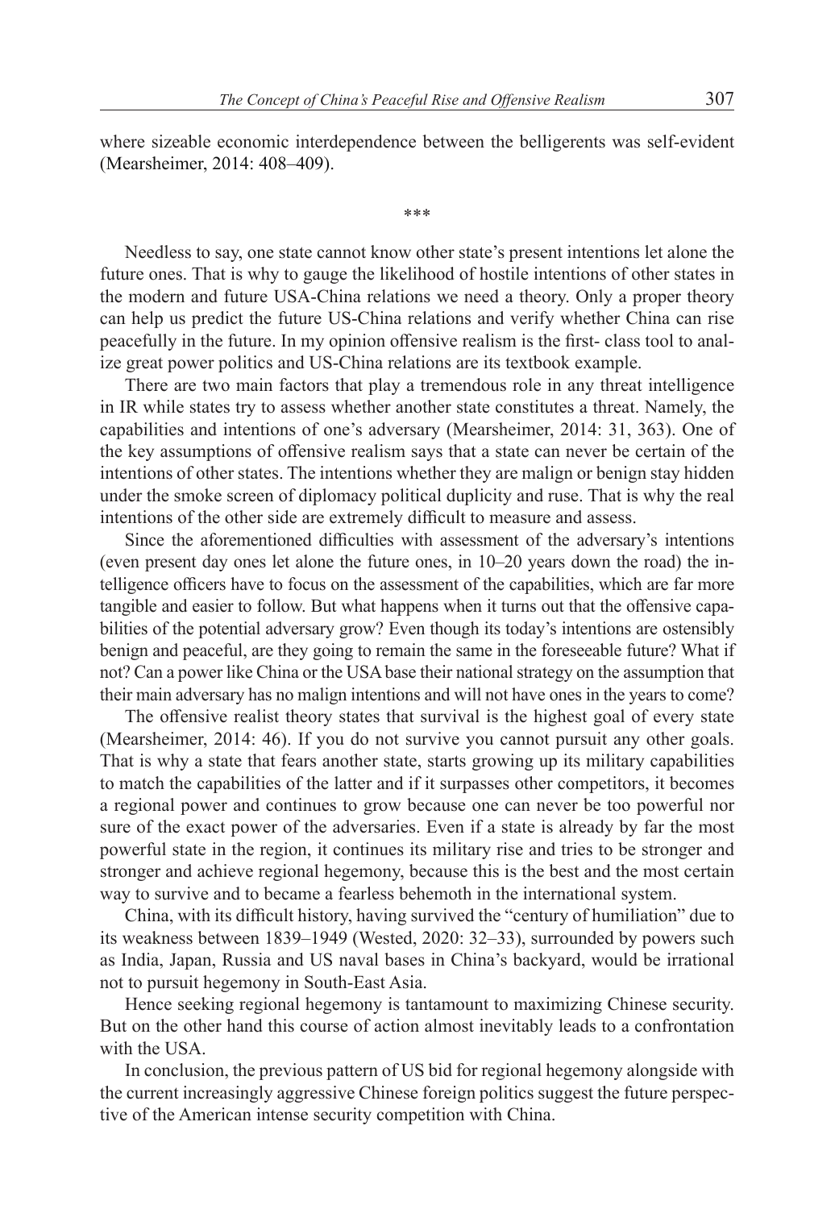where sizeable economic interdependence between the belligerents was self-evident (Mearsheimer, 2014: 408–409).

***

Needless to say, one state cannot know other state's present intentions let alone the future ones. That is why to gauge the likelihood of hostile intentions of other states in the modern and future USA-China relations we need a theory. Only a proper theory can help us predict the future US-China relations and verify whether China can rise peacefully in the future. In my opinion offensive realism is the first- class tool to analize great power politics and US-China relations are its textbook example.

There are two main factors that play a tremendous role in any threat intelligence in IR while states try to assess whether another state constitutes a threat. Namely, the capabilities and intentions of one's adversary (Mearsheimer, 2014: 31, 363). One of the key assumptions of offensive realism says that a state can never be certain of the intentions of other states. The intentions whether they are malign or benign stay hidden under the smoke screen of diplomacy political duplicity and ruse. That is why the real intentions of the other side are extremely difficult to measure and assess.

Since the aforementioned difficulties with assessment of the adversary's intentions (even present day ones let alone the future ones, in 10–20 years down the road) the intelligence officers have to focus on the assessment of the capabilities, which are far more tangible and easier to follow. But what happens when it turns out that the offensive capabilities of the potential adversary grow? Even though its today's intentions are ostensibly benign and peaceful, are they going to remain the same in the foreseeable future? What if not? Can a power like China or the USA base their national strategy on the assumption that their main adversary has no malign intentions and will not have ones in the years to come?

The offensive realist theory states that survival is the highest goal of every state (Mearsheimer, 2014: 46). If you do not survive you cannot pursuit any other goals. That is why a state that fears another state, starts growing up its military capabilities to match the capabilities of the latter and if it surpasses other competitors, it becomes a regional power and continues to grow because one can never be too powerful nor sure of the exact power of the adversaries. Even if a state is already by far the most powerful state in the region, it continues its military rise and tries to be stronger and stronger and achieve regional hegemony, because this is the best and the most certain way to survive and to became a fearless behemoth in the international system.

China, with its difficult history, having survived the "century of humiliation" due to its weakness between 1839–1949 (Wested, 2020: 32–33), surrounded by powers such as India, Japan, Russia and US naval bases in China's backyard, would be irrational not to pursuit hegemony in South-East Asia.

Hence seeking regional hegemony is tantamount to maximizing Chinese security. But on the other hand this course of action almost inevitably leads to a confrontation with the USA.

In conclusion, the previous pattern of US bid for regional hegemony alongside with the current increasingly aggressive Chinese foreign politics suggest the future perspective of the American intense security competition with China.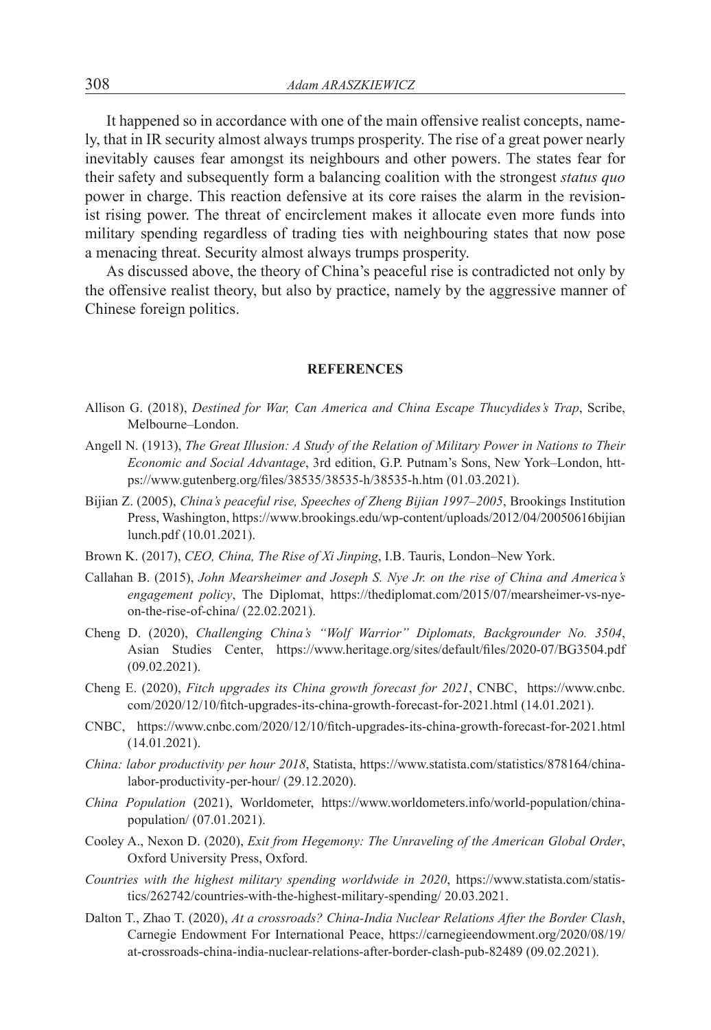It happened so in accordance with one of the main offensive realist concepts, namely, that in IR security almost always trumps prosperity. The rise of a great power nearly inevitably causes fear amongst its neighbours and other powers. The states fear for their safety and subsequently form a balancing coalition with the strongest *status quo* power in charge. This reaction defensive at its core raises the alarm in the revisionist rising power. The threat of encirclement makes it allocate even more funds into military spending regardless of trading ties with neighbouring states that now pose a menacing threat. Security almost always trumps prosperity.

As discussed above, the theory of China's peaceful rise is contradicted not only by the offensive realist theory, but also by practice, namely by the aggressive manner of Chinese foreign politics.

## REFERENCES

Allison G. (2018), *Destined for War, Can America and China Escape Thucydides's Trap*, Scribe, Melbourne–London.

Angell N. (1913), *The Great Illusion: A Study of the Relation of Military Power in Nations to Their Economic and Social Advantage*, 3rd edition, G.P. Putnam's Sons, New York–London, https://www.gutenberg.org/files/38535/38535-h/38535-h.htm (01.03.2021).

Bijian Z. (2005), *China's peaceful rise, Speeches of Zheng Bijian 1997–2005*, Brookings Institution Press, Washington, https://www.brookings.edu/wp-content/uploads/2012/04/20050616bijian lunch.pdf (10.01.2021).

Brown K. (2017), *CEO, China, The Rise of Xi Jinping*, I.B. Tauris, London–New York.

Callahan B. (2015), *John Mearsheimer and Joseph S. Nye Jr. on the rise of China and America's engagement policy*, The Diplomat, https://thediplomat.com/2015/07/mearsheimer-vs-nye-on-the-rise-of-china/ (22.02.2021).

Cheng D. (2020), *Challenging China's "Wolf Warrior" Diplomats, Backgrounder No. 3504*, Asian Studies Center, https://www.heritage.org/sites/default/files/2020-07/BG3504.pdf (09.02.2021).

Cheng E. (2020), *Fitch upgrades its China growth forecast for 2021*, CNBC, https://www.cnbc.com/2020/12/10/fitch-upgrades-its-china-growth-forecast-for-2021.html (14.01.2021).

CNBC, https://www.cnbc.com/2020/12/10/fitch-upgrades-its-china-growth-forecast-for-2021.html (14.01.2021).

*China: labor productivity per hour 2018*, Statista, https://www.statista.com/statistics/878164/china-labor-productivity-per-hour/ (29.12.2020).

*China Population* (2021), Worldometer, https://www.worldometers.info/world-population/china-population/ (07.01.2021).

Cooley A., Nexon D. (2020), *Exit from Hegemony: The Unraveling of the American Global Order*, Oxford University Press, Oxford.

*Countries with the highest military spending worldwide in 2020*, https://www.statista.com/statistics/262742/countries-with-the-highest-military-spending/ 20.03.2021.

Dalton T., Zhao T. (2020), *At a crossroads? China-India Nuclear Relations After the Border Clash*, Carnegie Endowment For International Peace, https://carnegieendowment.org/2020/08/19/at-crossroads-china-india-nuclear-relations-after-border-clash-pub-82489 (09.02.2021).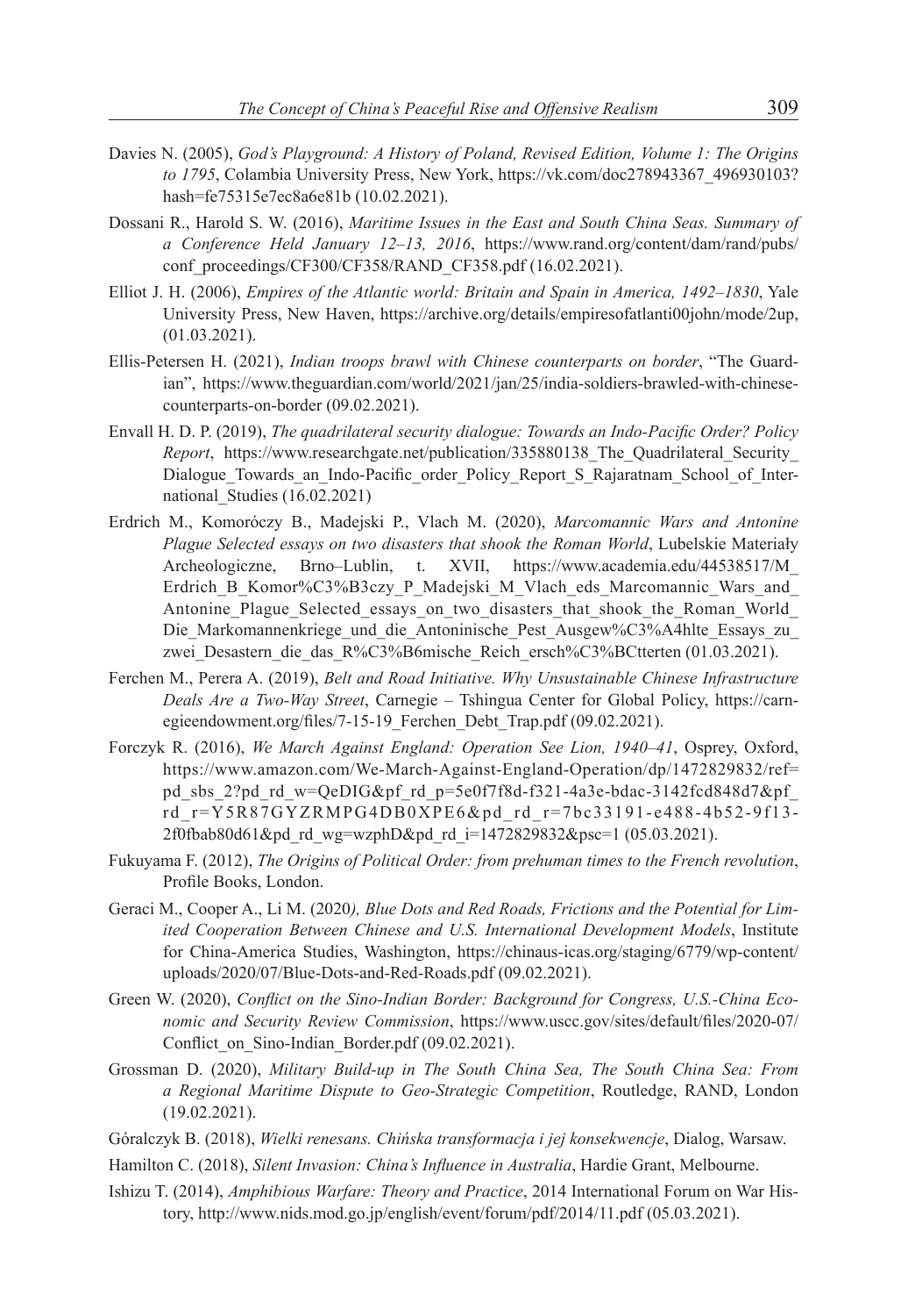Davies N. (2005), *God's Playground: A History of Poland, Revised Edition, Volume 1: The Origins to 1795*, Colambia University Press, New York, https://vk.com/doc278943367_496930103?hash=fe75315e7ec8a6e81b (10.02.2021).

Dossani R., Harold S. W. (2016), *Maritime Issues in the East and South China Seas. Summary of a Conference Held January 12–13, 2016*, https://www.rand.org/content/dam/rand/pubs/conf_proceedings/CF300/CF358/RAND_CF358.pdf (16.02.2021).

Elliot J. H. (2006), *Empires of the Atlantic world: Britain and Spain in America, 1492–1830*, Yale University Press, New Haven, https://archive.org/details/empiresofatlanti00john/mode/2up, (01.03.2021).

Ellis-Petersen H. (2021), *Indian troops brawl with Chinese counterparts on border*, "The Guardian", https://www.theguardian.com/world/2021/jan/25/india-soldiers-brawled-with-chinese-counterparts-on-border (09.02.2021).

Envall H. D. P. (2019), *The quadrilateral security dialogue: Towards an Indo-Pacific Order? Policy Report*, https://www.researchgate.net/publication/335880138_The_Quadrilateral_Security_Dialogue_Towards_an_Indo-Pacific_order_Policy_Report_S_Rajaratnam_School_of_International_Studies (16.02.2021)

Erdrich M., Komoróczy B., Madejski P., Vlach M. (2020), *Marcomannic Wars and Antonine Plague Selected essays on two disasters that shook the Roman World*, Lubelskie Materiały Archeologiczne, Brno–Lublin, t. XVII, https://www.academia.edu/44538517/M_Erdrich_B_Komor%C3%B3czy_P_Madejski_M_Vlach_eds_Marcomannic_Wars_and_Antonine_Plague_Selected_essays_on_two_disasters_that_shook_the_Roman_World_Die_Markomannenkriege_und_die_Antoninische_Pest_Ausgew%C3%A4hlte_Essays_zu_zwei_Desastern_die_das_R%C3%B6mische_Reich_ersch%C3%BCtterten (01.03.2021).

Ferchen M., Perera A. (2019), *Belt and Road Initiative. Why Unsustainable Chinese Infrastructure Deals Are a Two-Way Street*, Carnegie – Tshingua Center for Global Policy, https://carnegieendowment.org/files/7-15-19_Ferchen_Debt_Trap.pdf (09.02.2021).

Forczyk R. (2016), *We March Against England: Operation See Lion, 1940–41*, Osprey, Oxford, https://www.amazon.com/We-March-Against-England-Operation/dp/1472829832/ref=pd_sbs_2?pd_rd_w=QeDIG&pf_rd_p=5e0f7f8d-f321-4a3e-bdac-3142fcd848d7&pf_rd_r=Y5R87GYZRMPG4DB0XPE6&pd_rd_r=7bc33191-e488-4b52-9f13-2f0fbab80d61&pd_rd_wg=wzphD&pd_rd_i=1472829832&psc=1 (05.03.2021).

Fukuyama F. (2012), *The Origins of Political Order: from prehuman times to the French revolution*, Profile Books, London.

Geraci M., Cooper A., Li M. (2020*), Blue Dots and Red Roads, Frictions and the Potential for Limited Cooperation Between Chinese and U.S. International Development Models*, Institute for China-America Studies, Washington, https://chinaus-icas.org/staging/6779/wp-content/uploads/2020/07/Blue-Dots-and-Red-Roads.pdf (09.02.2021).

Green W. (2020), *Conflict on the Sino-Indian Border: Background for Congress, U.S.-China Economic and Security Review Commission*, https://www.uscc.gov/sites/default/files/2020-07/Conflict_on_Sino-Indian_Border.pdf (09.02.2021).

Grossman D. (2020), *Military Build-up in The South China Sea, The South China Sea: From a Regional Maritime Dispute to Geo-Strategic Competition*, Routledge, RAND, London (19.02.2021).

Góralczyk B. (2018), *Wielki renesans. Chińska transformacja i jej konsekwencje*, Dialog, Warsaw.

Hamilton C. (2018), *Silent Invasion: China's Influence in Australia*, Hardie Grant, Melbourne.

Ishizu T. (2014), *Amphibious Warfare: Theory and Practice*, 2014 International Forum on War History, http://www.nids.mod.go.jp/english/event/forum/pdf/2014/11.pdf (05.03.2021).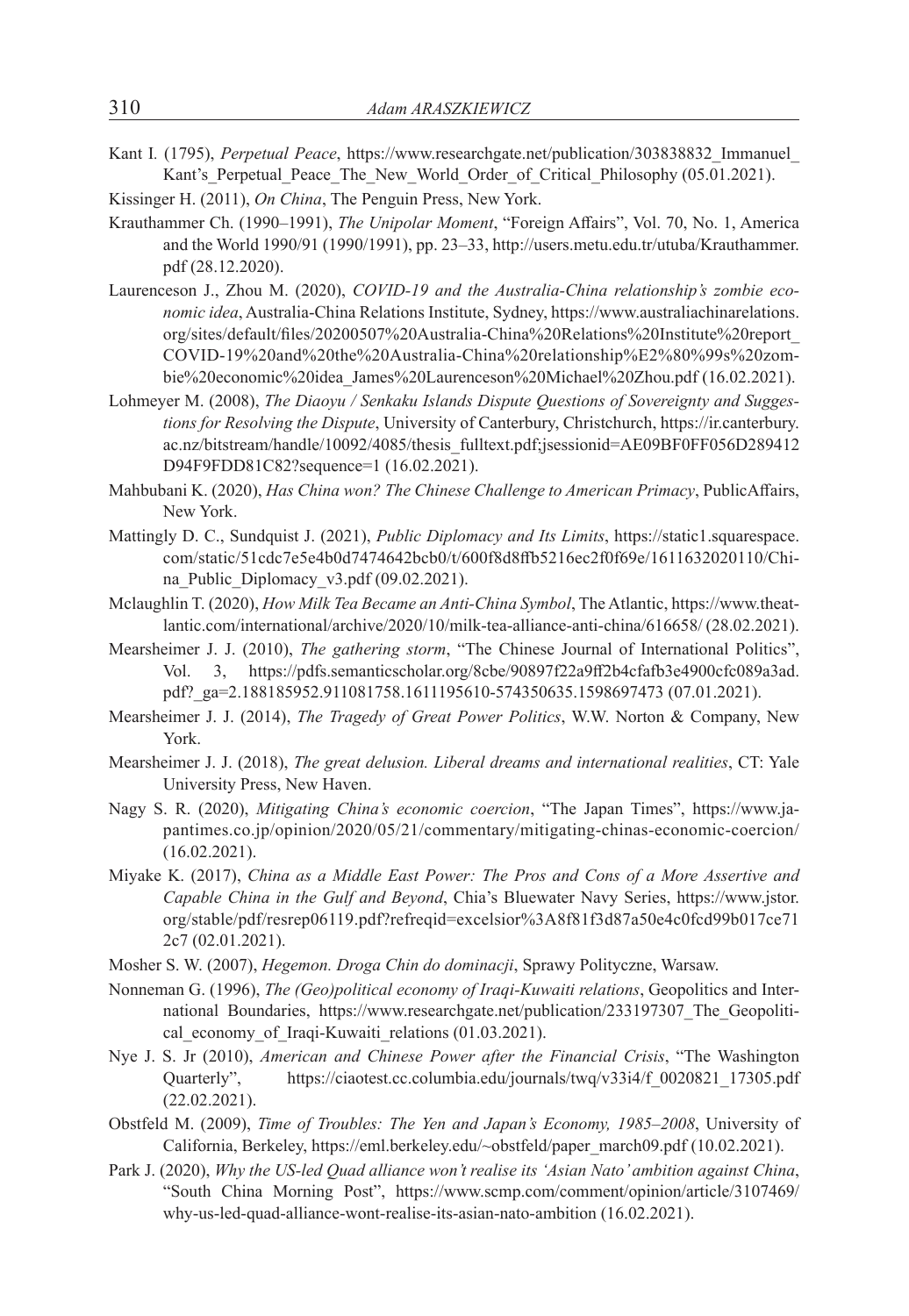Kant I. (1795), *Perpetual Peace*, https://www.researchgate.net/publication/303838832_Immanuel_Kant's_Perpetual_Peace_The_New_World_Order_of_Critical_Philosophy (05.01.2021).

Kissinger H. (2011), *On China*, The Penguin Press, New York.

Krauthammer Ch. (1990–1991), *The Unipolar Moment*, "Foreign Affairs", Vol. 70, No. 1, America and the World 1990/91 (1990/1991), pp. 23–33, http://users.metu.edu.tr/utuba/Krauthammer.pdf (28.12.2020).

Laurenceson J., Zhou M. (2020), *COVID-19 and the Australia-China relationship's zombie economic idea*, Australia-China Relations Institute, Sydney, https://www.australiachinarelations.org/sites/default/files/20200507%20Australia-China%20Relations%20Institute%20report_COVID-19%20and%20the%20Australia-China%20relationship%E2%80%99s%20zombie%20economic%20idea_James%20Laurenceson%20Michael%20Zhou.pdf (16.02.2021).

Lohmeyer M. (2008), *The Diaoyu / Senkaku Islands Dispute Questions of Sovereignty and Suggestions for Resolving the Dispute*, University of Canterbury, Christchurch, https://ir.canterbury.ac.nz/bitstream/handle/10092/4085/thesis_fulltext.pdf;jsessionid=AE09BF0FF056D289412D94F9FDD81C82?sequence=1 (16.02.2021).

Mahbubani K. (2020), *Has China won? The Chinese Challenge to American Primacy*, PublicAffairs, New York.

Mattingly D. C., Sundquist J. (2021), *Public Diplomacy and Its Limits*, https://static1.squarespace.com/static/51cdc7e5e4b0d7474642bcb0/t/600f8d8ffb5216ec2f0f69e/1611632020110/China_Public_Diplomacy_v3.pdf (09.02.2021).

Mclaughlin T. (2020), *How Milk Tea Became an Anti-China Symbol*, The Atlantic, https://www.theatlantic.com/international/archive/2020/10/milk-tea-alliance-anti-china/616658/ (28.02.2021).

Mearsheimer J. J. (2010), *The gathering storm*, "The Chinese Journal of International Politics", Vol. 3, https://pdfs.semanticscholar.org/8cbe/90897f22a9ff2b4cfafb3e4900cfc089a3ad.pdf?_ga=2.188185952.911081758.1611195610-574350635.1598697473 (07.01.2021).

Mearsheimer J. J. (2014), *The Tragedy of Great Power Politics*, W.W. Norton & Company, New York.

Mearsheimer J. J. (2018), *The great delusion. Liberal dreams and international realities*, CT: Yale University Press, New Haven.

Nagy S. R. (2020), *Mitigating China's economic coercion*, "The Japan Times", https://www.japantimes.co.jp/opinion/2020/05/21/commentary/mitigating-chinas-economic-coercion/ (16.02.2021).

Miyake K. (2017), *China as a Middle East Power: The Pros and Cons of a More Assertive and Capable China in the Gulf and Beyond*, Chia's Bluewater Navy Series, https://www.jstor.org/stable/pdf/resrep06119.pdf?refreqid=excelsior%3A8f81f3d87a50e4c0fcd99b017ce712c7 (02.01.2021).

Mosher S. W. (2007), *Hegemon. Droga Chin do dominacji*, Sprawy Polityczne, Warsaw.

Nonneman G. (1996), *The (Geo)political economy of Iraqi-Kuwaiti relations*, Geopolitics and International Boundaries, https://www.researchgate.net/publication/233197307_The_Geopolitical_economy_of_Iraqi-Kuwaiti_relations (01.03.2021).

Nye J. S. Jr (2010), *American and Chinese Power after the Financial Crisis*, "The Washington Quarterly", https://ciaotest.cc.columbia.edu/journals/twq/v33i4/f_0020821_17305.pdf (22.02.2021).

Obstfeld M. (2009), *Time of Troubles: The Yen and Japan's Economy, 1985–2008*, University of California, Berkeley, https://eml.berkeley.edu/~obstfeld/paper_march09.pdf (10.02.2021).

Park J. (2020), *Why the US-led Quad alliance won't realise its 'Asian Nato' ambition against China*, "South China Morning Post", https://www.scmp.com/comment/opinion/article/3107469/why-us-led-quad-alliance-wont-realise-its-asian-nato-ambition (16.02.2021).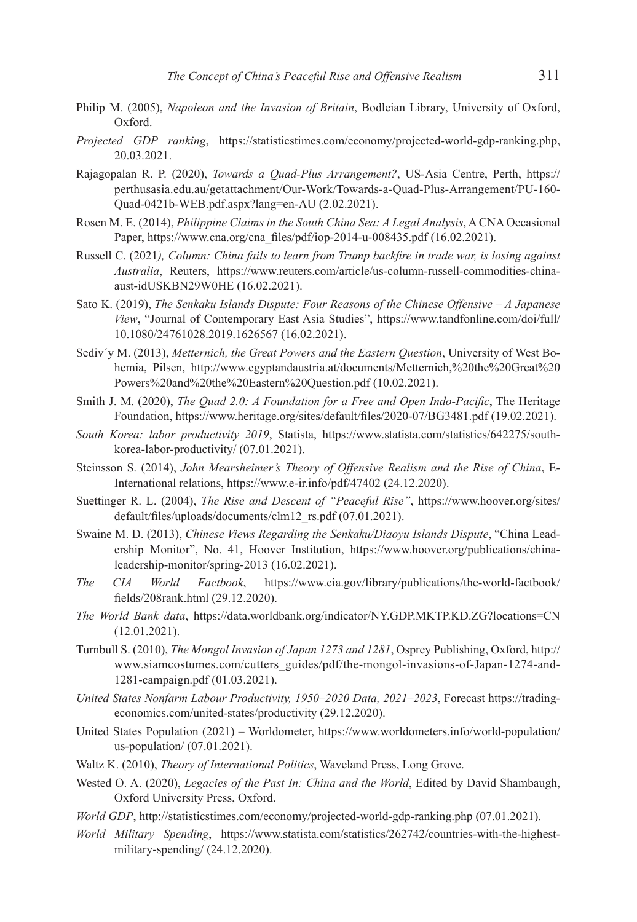Philip M. (2005), *Napoleon and the Invasion of Britain*, Bodleian Library, University of Oxford, Oxford.

*Projected GDP ranking*, https://statisticstimes.com/economy/projected-world-gdp-ranking.php, 20.03.2021.

Rajagopalan R. P. (2020), *Towards a Quad-Plus Arrangement?*, US-Asia Centre, Perth, https://perthusasia.edu.au/getattachment/Our-Work/Towards-a-Quad-Plus-Arrangement/PU-160-Quad-0421b-WEB.pdf.aspx?lang=en-AU (2.02.2021).

Rosen M. E. (2014), *Philippine Claims in the South China Sea: A Legal Analysis*, A CNA Occasional Paper, https://www.cna.org/cna_files/pdf/iop-2014-u-008435.pdf (16.02.2021).

Russell C. (2021*), Column: China fails to learn from Trump backfire in trade war, is losing against Australia*, Reuters, https://www.reuters.com/article/us-column-russell-commodities-china-aust-idUSKBN29W0HE (16.02.2021).

Sato K. (2019), *The Senkaku Islands Dispute: Four Reasons of the Chinese Offensive – A Japanese View*, "Journal of Contemporary East Asia Studies", https://www.tandfonline.com/doi/full/10.1080/24761028.2019.1626567 (16.02.2021).

Sediv´y M. (2013), *Metternich, the Great Powers and the Eastern Question*, University of West Bohemia, Pilsen, http://www.egyptandaustria.at/documents/Metternich,%20the%20Great%20Powers%20and%20the%20Eastern%20Question.pdf (10.02.2021).

Smith J. M. (2020), *The Quad 2.0: A Foundation for a Free and Open Indo-Pacific*, The Heritage Foundation, https://www.heritage.org/sites/default/files/2020-07/BG3481.pdf (19.02.2021).

*South Korea: labor productivity 2019*, Statista, https://www.statista.com/statistics/642275/south-korea-labor-productivity/ (07.01.2021).

Steinsson S. (2014), *John Mearsheimer's Theory of Offensive Realism and the Rise of China*, E-International relations, https://www.e-ir.info/pdf/47402 (24.12.2020).

Suettinger R. L. (2004), *The Rise and Descent of "Peaceful Rise"*, https://www.hoover.org/sites/default/files/uploads/documents/clm12_rs.pdf (07.01.2021).

Swaine M. D. (2013), *Chinese Views Regarding the Senkaku/Diaoyu Islands Dispute*, "China Leadership Monitor", No. 41, Hoover Institution, https://www.hoover.org/publications/china-leadership-monitor/spring-2013 (16.02.2021).

*The CIA World Factbook*, https://www.cia.gov/library/publications/the-world-factbook/fields/208rank.html (29.12.2020).

*The World Bank data*, https://data.worldbank.org/indicator/NY.GDP.MKTP.KD.ZG?locations=CN (12.01.2021).

Turnbull S. (2010), *The Mongol Invasion of Japan 1273 and 1281*, Osprey Publishing, Oxford, http://www.siamcostumes.com/cutters_guides/pdf/the-mongol-invasions-of-Japan-1274-and-1281-campaign.pdf (01.03.2021).

*United States Nonfarm Labour Productivity, 1950–2020 Data, 2021–2023*, Forecast https://tradingeconomics.com/united-states/productivity (29.12.2020).

United States Population (2021) – Worldometer, https://www.worldometers.info/world-population/us-population/ (07.01.2021).

Waltz K. (2010), *Theory of International Politics*, Waveland Press, Long Grove.

Wested O. A. (2020), *Legacies of the Past In: China and the World*, Edited by David Shambaugh, Oxford University Press, Oxford.

*World GDP*, http://statisticstimes.com/economy/projected-world-gdp-ranking.php (07.01.2021).

*World Military Spending*, https://www.statista.com/statistics/262742/countries-with-the-highest-military-spending/ (24.12.2020).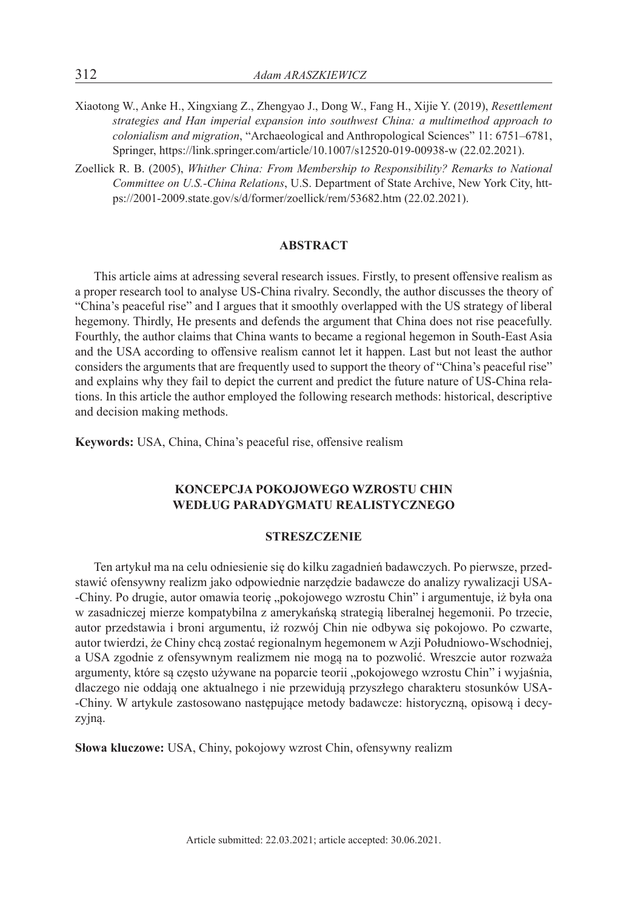Xiaotong W., Anke H., Xingxiang Z., Zhengyao J., Dong W., Fang H., Xijie Y. (2019), *Resettlement strategies and Han imperial expansion into southwest China: a multimethod approach to colonialism and migration*, "Archaeological and Anthropological Sciences" 11: 6751–6781, Springer, https://link.springer.com/article/10.1007/s12520-019-00938-w (22.02.2021).

Zoellick R. B. (2005), *Whither China: From Membership to Responsibility? Remarks to National Committee on U.S.-China Relations*, U.S. Department of State Archive, New York City, https://2001-2009.state.gov/s/d/former/zoellick/rem/53682.htm (22.02.2021).

## ABSTRACT

This article aims at adressing several research issues. Firstly, to present offensive realism as a proper research tool to analyse US-China rivalry. Secondly, the author discusses the theory of "China's peaceful rise" and I argues that it smoothly overlapped with the US strategy of liberal hegemony. Thirdly, He presents and defends the argument that China does not rise peacefully. Fourthly, the author claims that China wants to became a regional hegemon in South-East Asia and the USA according to offensive realism cannot let it happen. Last but not least the author considers the arguments that are frequently used to support the theory of "China's peaceful rise" and explains why they fail to depict the current and predict the future nature of US-China relations. In this article the author employed the following research methods: historical, descriptive and decision making methods.

**Keywords:** USA, China, China's peaceful rise, offensive realism

## KONCEPCJA POKOJOWEGO WZROSTU CHIN WEDŁUG PARADYGMATU REALISTYCZNEGO

### STRESZCZENIE

Ten artykuł ma na celu odniesienie się do kilku zagadnień badawczych. Po pierwsze, przedstawić ofensywny realizm jako odpowiednie narzędzie badawcze do analizy rywalizacji USA-Chiny. Po drugie, autor omawia teorię „pokojowego wzrostu Chin" i argumentuje, iż była ona w zasadniczej mierze kompatybilna z amerykańską strategią liberalnej hegemonii. Po trzecie, autor przedstawia i broni argumentu, iż rozwój Chin nie odbywa się pokojowo. Po czwarte, autor twierdzi, że Chiny chcą zostać regionalnym hegemonem w Azji Południowo-Wschodniej, a USA zgodnie z ofensywnym realizmem nie mogą na to pozwolić. Wreszcie autor rozważa argumenty, które są często używane na poparcie teorii „pokojowego wzrostu Chin" i wyjaśnia, dlaczego nie oddają one aktualnego i nie przewidują przyszłego charakteru stosunków USA-Chiny. W artykule zastosowano następujące metody badawcze: historyczną, opisową i decyzyjną.

**Słowa kluczowe:** USA, Chiny, pokojowy wzrost Chin, ofensywny realizm

Article submitted: 22.03.2021; article accepted: 30.06.2021.